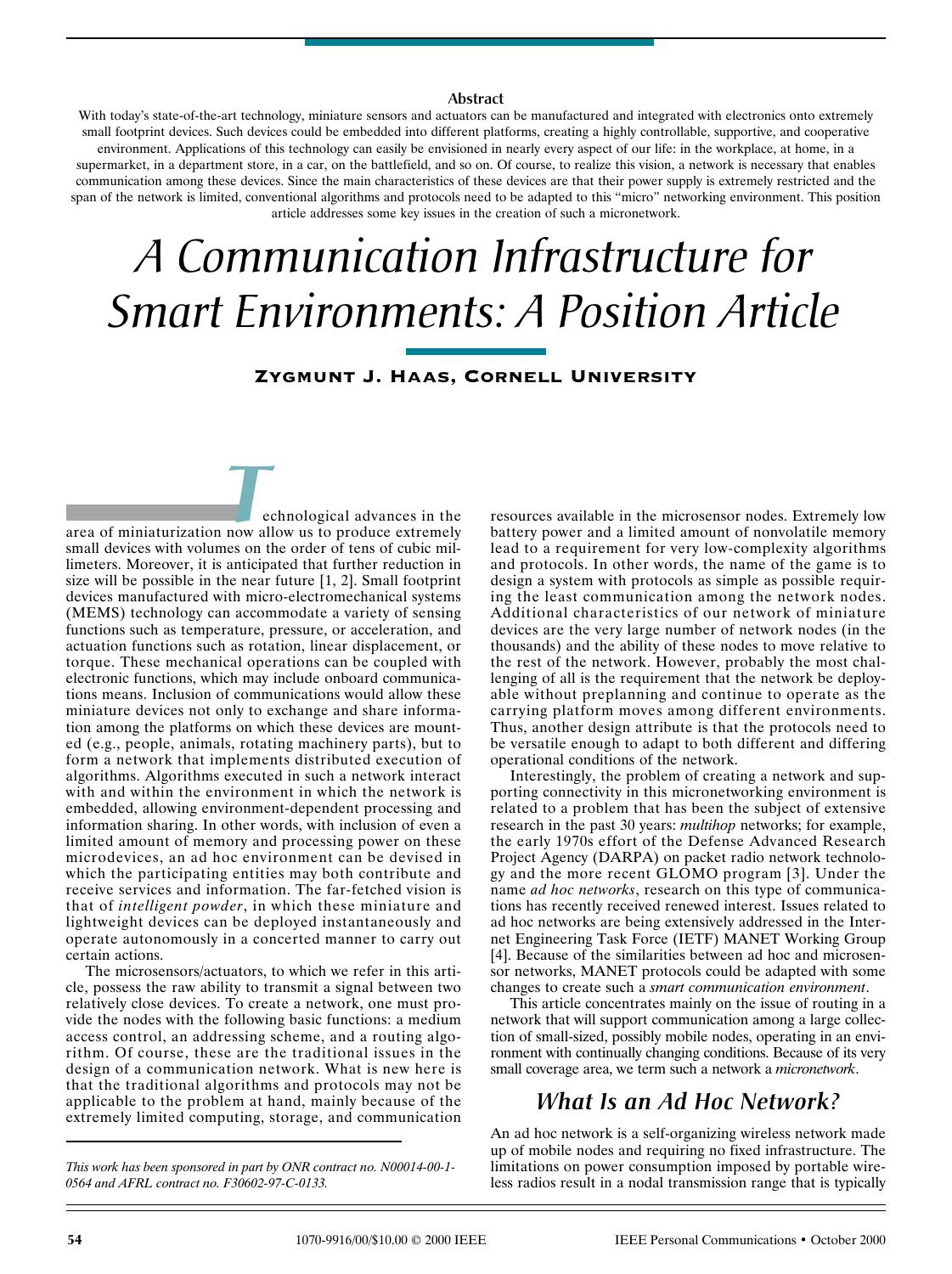# A Communication Infrastructure for Smart Environments: A Position Article

**Zygmunt J. Haas, Cornell University**

## Abstract

With today's state-of-the-art technology, miniature sensors and actuators can be manufactured and integrated with electronics onto extremely small footprint devices. Such devices could be embedded into different platforms, creating a highly controllable, supportive, and cooperative environment. Applications of this technology can easily be envisioned in nearly every aspect of our life: in the workplace, at home, in a supermarket, in a department store, in a car, on the battlefield, and so on. Of course, to realize this vision, a network is necessary that enables communication among these devices. Since the main characteristics of these devices are that their power supply is extremely restricted and the span of the network is limited, conventional algorithms and protocols need to be adapted to this "micro" networking environment. This position article addresses some key issues in the creation of such a micronetwork.

Technological advances in the area of miniaturization now allow us to produce extremely small devices with volumes on the order of tens of cubic millimeters. Moreover, it is anticipated that further reduction in size will be possible in the near future [1, 2]. Small footprint devices manufactured with micro-electromechanical systems (MEMS) technology can accommodate a variety of sensing functions such as temperature, pressure, or acceleration, and actuation functions such as rotation, linear displacement, or torque. These mechanical operations can be coupled with electronic functions, which may include onboard communications means. Inclusion of communications would allow these miniature devices not only to exchange and share information among the platforms on which these devices are mounted (e.g., people, animals, rotating machinery parts), but to form a network that implements distributed execution of algorithms. Algorithms executed in such a network interact with and within the environment in which the network is embedded, allowing environment-dependent processing and information sharing. In other words, with inclusion of even a limited amount of memory and processing power on these microdevices, an ad hoc environment can be devised in which the participating entities may both contribute and receive services and information. The far-fetched vision is that of *intelligent powder*, in which these miniature and lightweight devices can be deployed instantaneously and operate autonomously in a concerted manner to carry out certain actions.

The microsensors/actuators, to which we refer in this article, possess the raw ability to transmit a signal between two relatively close devices. To create a network, one must provide the nodes with the following basic functions: a medium access control, an addressing scheme, and a routing algorithm. Of course, these are the traditional issues in the design of a communication network. What is new here is that the traditional algorithms and protocols may not be applicable to the problem at hand, mainly because of the extremely limited computing, storage, and communication resources available in the microsensor nodes. Extremely low battery power and a limited amount of nonvolatile memory lead to a requirement for very low-complexity algorithms and protocols. In other words, the name of the game is to design a system with protocols as simple as possible requiring the least communication among the network nodes. Additional characteristics of our network of miniature devices are the very large number of network nodes (in the thousands) and the ability of these nodes to move relative to the rest of the network. However, probably the most challenging of all is the requirement that the network be deployable without preplanning and continue to operate as the carrying platform moves among different environments. Thus, another design attribute is that the protocols need to be versatile enough to adapt to both different and differing operational conditions of the network.

Interestingly, the problem of creating a network and supporting connectivity in this micronetworking environment is related to a problem that has been the subject of extensive research in the past 30 years: *multihop* networks; for example, the early 1970s effort of the Defense Advanced Research Project Agency (DARPA) on packet radio network technology and the more recent GLOMO program [3]. Under the name *ad hoc networks*, research on this type of communications has recently received renewed interest. Issues related to ad hoc networks are being extensively addressed in the Internet Engineering Task Force (IETF) MANET Working Group [4]. Because of the similarities between ad hoc and microsensor networks, MANET protocols could be adapted with some changes to create such a *smart communication environment*.

This article concentrates mainly on the issue of routing in a network that will support communication among a large collection of small-sized, possibly mobile nodes, operating in an environment with continually changing conditions. Because of its very small coverage area, we term such a network a *micronetwork*.

## What Is an Ad Hoc Network?

An ad hoc network is a self-organizing wireless network made up of mobile nodes and requiring no fixed infrastructure. The limitations on power consumption imposed by portable wireless radios result in a nodal transmission range that is typically

*This work has been sponsored in part by ONR contract no. N00014-00-1-0564 and AFRL contract no. F30602-97-C-0133.*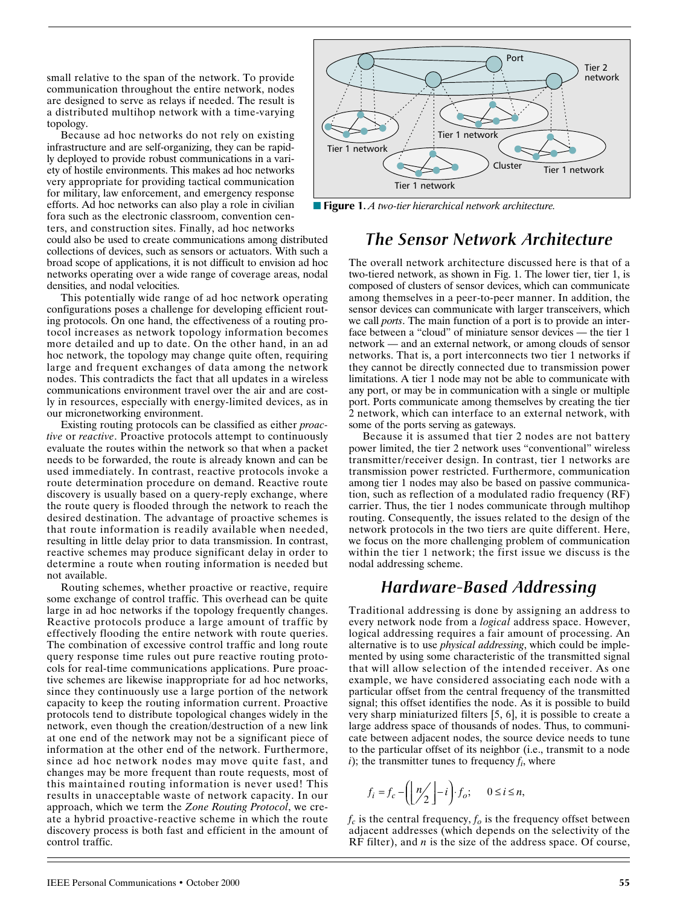small relative to the span of the network. To provide communication throughout the entire network, nodes are designed to serve as relays if needed. The result is a distributed multihop network with a time-varying topology.

Because ad hoc networks do not rely on existing infrastructure and are self-organizing, they can be rapidly deployed to provide robust communications in a variety of hostile environments. This makes ad hoc networks very appropriate for providing tactical communication for military, law enforcement, and emergency response efforts. Ad hoc networks can also play a role in civilian fora such as the electronic classroom, convention centers, and construction sites. Finally, ad hoc networks could also be used to create communications among distributed collections of devices, such as sensors or actuators. With such a broad scope of applications, it is not difficult to envision ad hoc networks operating over a wide range of coverage areas, nodal densities, and nodal velocities.

This potentially wide range of ad hoc network operating configurations poses a challenge for developing efficient routing protocols. On one hand, the effectiveness of a routing protocol increases as network topology information becomes more detailed and up to date. On the other hand, in an ad hoc network, the topology may change quite often, requiring large and frequent exchanges of data among the network nodes. This contradicts the fact that all updates in a wireless communications environment travel over the air and are costly in resources, especially with energy-limited devices, as in our micronetworking environment.

Existing routing protocols can be classified as either *proactive* or *reactive*. Proactive protocols attempt to continuously evaluate the routes within the network so that when a packet needs to be forwarded, the route is already known and can be used immediately. In contrast, reactive protocols invoke a route determination procedure on demand. Reactive route discovery is usually based on a query-reply exchange, where the route query is flooded through the network to reach the desired destination. The advantage of proactive schemes is that route information is readily available when needed, resulting in little delay prior to data transmission. In contrast, reactive schemes may produce significant delay in order to determine a route when routing information is needed but not available.

Routing schemes, whether proactive or reactive, require some exchange of control traffic. This overhead can be quite large in ad hoc networks if the topology frequently changes. Reactive protocols produce a large amount of traffic by effectively flooding the entire network with route queries. The combination of excessive control traffic and long route query response time rules out pure reactive routing protocols for real-time communications applications. Pure proactive schemes are likewise inappropriate for ad hoc networks, since they continuously use a large portion of the network capacity to keep the routing information current. Proactive protocols tend to distribute topological changes widely in the network, even though the creation/destruction of a new link at one end of the network may not be a significant piece of information at the other end of the network. Furthermore, since ad hoc network nodes may move quite fast, and changes may be more frequent than route requests, most of this maintained routing information is never used! This results in unacceptable waste of network capacity. In our approach, which we term the *Zone Routing Protocol*, we create a hybrid proactive-reactive scheme in which the route discovery process is both fast and efficient in the amount of control traffic.

**Figure 1.** *A two-tier hierarchical network architecture.*

## The Sensor Network Architecture

The overall network architecture discussed here is that of a two-tiered network, as shown in Fig. 1. The lower tier, tier 1, is composed of clusters of sensor devices, which can communicate among themselves in a peer-to-peer manner. In addition, the sensor devices can communicate with larger transceivers, which we call *ports*. The main function of a port is to provide an interface between a "cloud" of miniature sensor devices — the tier 1 network — and an external network, or among clouds of sensor networks. That is, a port interconnects two tier 1 networks if they cannot be directly connected due to transmission power limitations. A tier 1 node may not be able to communicate with any port, or may be in communication with a single or multiple port. Ports communicate among themselves by creating the tier 2 network, which can interface to an external network, with some of the ports serving as gateways.

Because it is assumed that tier 2 nodes are not battery power limited, the tier 2 network uses "conventional" wireless transmitter/receiver design. In contrast, tier 1 networks are transmission power restricted. Furthermore, communication among tier 1 nodes may also be based on passive communication, such as reflection of a modulated radio frequency (RF) carrier. Thus, the tier 1 nodes communicate through multihop routing. Consequently, the issues related to the design of the network protocols in the two tiers are quite different. Here, we focus on the more challenging problem of communication within the tier 1 network; the first issue we discuss is the nodal addressing scheme.

## Hardware-Based Addressing

Traditional addressing is done by assigning an address to every network node from a *logical* address space. However, logical addressing requires a fair amount of processing. An alternative is to use *physical addressing*, which could be implemented by using some characteristic of the transmitted signal that will allow selection of the intended receiver. As one example, we have considered associating each node with a particular offset from the central frequency of the transmitted signal; this offset identifies the node. As it is possible to build very sharp miniaturized filters [5, 6], it is possible to create a large address space of thousands of nodes. Thus, to communicate between adjacent nodes, the source device needs to tune to the particular offset of its neighbor (i.e., transmit to a node $i$); the transmitter tunes to frequency $f_i$, where

$$f_i = f_c - \left(\left\lfloor \frac{n}{2} \right\rfloor - i\right) \cdot f_o; \qquad 0 \le i \le n,$$

$f_c$ is the central frequency, $f_o$ is the frequency offset between adjacent addresses (which depends on the selectivity of the RF filter), and $n$ is the size of the address space. Of course,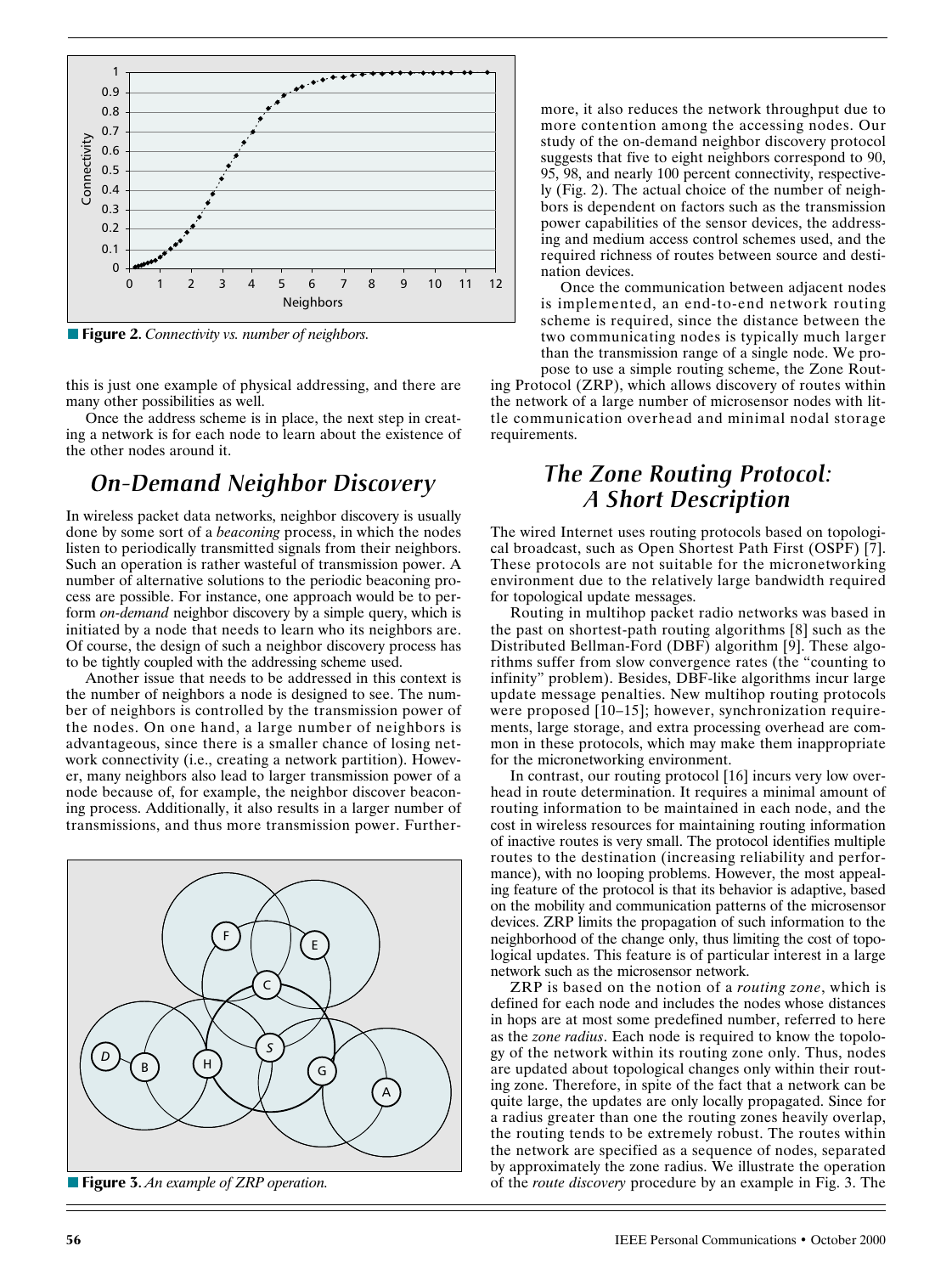1
0.9
0.8
0.7
0.6
0.5
0.4
0.3
0.2
0.1
0
Connectivity
0 1 2 3 4 5 6 7 8 9 10 11 12
Neighbors

**Figure 2.** *Connectivity vs. number of neighbors.*

this is just one example of physical addressing, and there are many other possibilities as well.

Once the address scheme is in place, the next step in creating a network is for each node to learn about the existence of the other nodes around it.

## On-Demand Neighbor Discovery

In wireless packet data networks, neighbor discovery is usually done by some sort of a *beaconing* process, in which the nodes listen to periodically transmitted signals from their neighbors. Such an operation is rather wasteful of transmission power. A number of alternative solutions to the periodic beaconing process are possible. For instance, one approach would be to perform *on-demand* neighbor discovery by a simple query, which is initiated by a node that needs to learn who its neighbors are. Of course, the design of such a neighbor discovery process has to be tightly coupled with the addressing scheme used.

Another issue that needs to be addressed in this context is the number of neighbors a node is designed to see. The number of neighbors is controlled by the transmission power of the nodes. On one hand, a large number of neighbors is advantageous, since there is a smaller chance of losing network connectivity (i.e., creating a network partition). However, many neighbors also lead to larger transmission power of a node because of, for example, the neighbor discover beaconing process. Additionally, it also results in a larger number of transmissions, and thus more transmission power. Furthermore, it also reduces the network throughput due to more contention among the accessing nodes. Our study of the on-demand neighbor discovery protocol suggests that five to eight neighbors correspond to 90, 95, 98, and nearly 100 percent connectivity, respectively (Fig. 2). The actual choice of the number of neighbors is dependent on factors such as the transmission power capabilities of the sensor devices, the addressing and medium access control schemes used, and the required richness of routes between source and destination devices.

Once the communication between adjacent nodes is implemented, an end-to-end network routing scheme is required, since the distance between the two communicating nodes is typically much larger than the transmission range of a single node. We propose to use a simple routing scheme, the Zone Routing Protocol (ZRP), which allows discovery of routes within the network of a large number of microsensor nodes with little communication overhead and minimal nodal storage requirements.

F E C D B H S G A

**Figure 3.** *An example of ZRP operation.*

## The Zone Routing Protocol: A Short Description

The wired Internet uses routing protocols based on topological broadcast, such as Open Shortest Path First (OSPF) [7]. These protocols are not suitable for the micronetworking environment due to the relatively large bandwidth required for topological update messages.

Routing in multihop packet radio networks was based in the past on shortest-path routing algorithms [8] such as the Distributed Bellman-Ford (DBF) algorithm [9]. These algorithms suffer from slow convergence rates (the "counting to infinity" problem). Besides, DBF-like algorithms incur large update message penalties. New multihop routing protocols were proposed [10–15]; however, synchronization requirements, large storage, and extra processing overhead are common in these protocols, which may make them inappropriate for the micronetworking environment.

In contrast, our routing protocol [16] incurs very low overhead in route determination. It requires a minimal amount of routing information to be maintained in each node, and the cost in wireless resources for maintaining routing information of inactive routes is very small. The protocol identifies multiple routes to the destination (increasing reliability and performance), with no looping problems. However, the most appealing feature of the protocol is that its behavior is adaptive, based on the mobility and communication patterns of the microsensor devices. ZRP limits the propagation of such information to the neighborhood of the change only, thus limiting the cost of topological updates. This feature is of particular interest in a large network such as the microsensor network.

ZRP is based on the notion of a *routing zone*, which is defined for each node and includes the nodes whose distances in hops are at most some predefined number, referred to here as the *zone radius*. Each node is required to know the topology of the network within its routing zone only. Thus, nodes are updated about topological changes only within their routing zone. Therefore, in spite of the fact that a network can be quite large, the updates are only locally propagated. Since for a radius greater than one the routing zones heavily overlap, the routing tends to be extremely robust. The routes within the network are specified as a sequence of nodes, separated by approximately the zone radius. We illustrate the operation of the *route discovery* procedure by an example in Fig. 3. The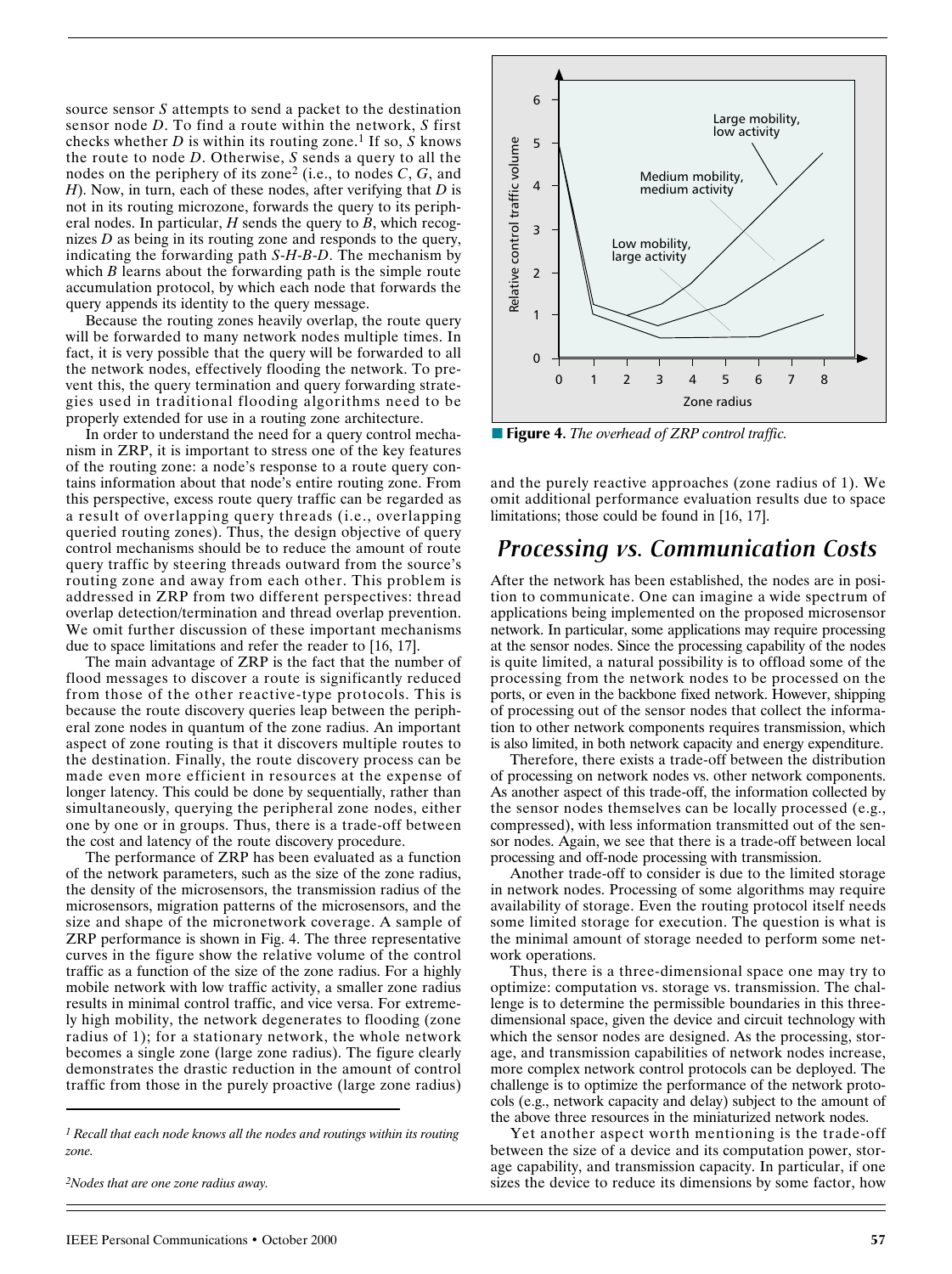source sensor *S* attempts to send a packet to the destination sensor node *D*. To find a route within the network, *S* first checks whether *D* is within its routing zone.[1] If so, *S* knows the route to node *D*. Otherwise, *S* sends a query to all the nodes on the periphery of its zone[2] (i.e., to nodes *C*, *G*, and *H*). Now, in turn, each of these nodes, after verifying that *D* is not in its routing microzone, forwards the query to its peripheral nodes. In particular, *H* sends the query to *B*, which recognizes *D* as being in its routing zone and responds to the query, indicating the forwarding path *S-H-B-D*. The mechanism by which *B* learns about the forwarding path is the simple route accumulation protocol, by which each node that forwards the query appends its identity to the query message.

Because the routing zones heavily overlap, the route query will be forwarded to many network nodes multiple times. In fact, it is very possible that the query will be forwarded to all the network nodes, effectively flooding the network. To prevent this, the query termination and query forwarding strategies used in traditional flooding algorithms need to be properly extended for use in a routing zone architecture.

In order to understand the need for a query control mechanism in ZRP, it is important to stress one of the key features of the routing zone: a node's response to a route query contains information about that node's entire routing zone. From this perspective, excess route query traffic can be regarded as a result of overlapping query threads (i.e., overlapping queried routing zones). Thus, the design objective of query control mechanisms should be to reduce the amount of route query traffic by steering threads outward from the source's routing zone and away from each other. This problem is addressed in ZRP from two different perspectives: thread overlap detection/termination and thread overlap prevention. We omit further discussion of these important mechanisms due to space limitations and refer the reader to [16, 17].

The main advantage of ZRP is the fact that the number of flood messages to discover a route is significantly reduced from those of the other reactive-type protocols. This is because the route discovery queries leap between the peripheral zone nodes in quantum of the zone radius. An important aspect of zone routing is that it discovers multiple routes to the destination. Finally, the route discovery process can be made even more efficient in resources at the expense of longer latency. This could be done by sequentially, rather than simultaneously, querying the peripheral zone nodes, either one by one or in groups. Thus, there is a trade-off between the cost and latency of the route discovery procedure.

The performance of ZRP has been evaluated as a function of the network parameters, such as the size of the zone radius, the density of the microsensors, the transmission radius of the microsensors, migration patterns of the microsensors, and the size and shape of the micronetwork coverage. A sample of ZRP performance is shown in Fig. 4. The three representative curves in the figure show the relative volume of the control traffic as a function of the size of the zone radius. For a highly mobile network with low traffic activity, a smaller zone radius results in minimal control traffic, and vice versa. For extremely high mobility, the network degenerates to flooding (zone radius of 1); for a stationary network, the whole network becomes a single zone (large zone radius). The figure clearly demonstrates the drastic reduction in the amount of control traffic from those in the purely proactive (large zone radius) and the purely reactive approaches (zone radius of 1). We omit additional performance evaluation results due to space limitations; those could be found in [16, 17].

Relative control traffic volume
0
1
2
3
4
5
6
Zone radius
0 1 2 3 4 5 6 7 8
Large mobility, low activity
Medium mobility, medium activity
Low mobility, large activity

**Figure 4.** *The overhead of ZRP control traffic.*

## Processing vs. Communication Costs

After the network has been established, the nodes are in position to communicate. One can imagine a wide spectrum of applications being implemented on the proposed microsensor network. In particular, some applications may require processing at the sensor nodes. Since the processing capability of the nodes is quite limited, a natural possibility is to offload some of the processing from the network nodes to be processed on the ports, or even in the backbone fixed network. However, shipping of processing out of the sensor nodes that collect the information to other network components requires transmission, which is also limited, in both network capacity and energy expenditure.

Therefore, there exists a trade-off between the distribution of processing on network nodes vs. other network components. As another aspect of this trade-off, the information collected by the sensor nodes themselves can be locally processed (e.g., compressed), with less information transmitted out of the sensor nodes. Again, we see that there is a trade-off between local processing and off-node processing with transmission.

Another trade-off to consider is due to the limited storage in network nodes. Processing of some algorithms may require availability of storage. Even the routing protocol itself needs some limited storage for execution. The question is what is the minimal amount of storage needed to perform some network operations.

Thus, there is a three-dimensional space one may try to optimize: computation vs. storage vs. transmission. The challenge is to determine the permissible boundaries in this three-dimensional space, given the device and circuit technology with which the sensor nodes are designed. As the processing, storage, and transmission capabilities of network nodes increase, more complex network control protocols can be deployed. The challenge is to optimize the performance of the network protocols (e.g., network capacity and delay) subject to the amount of the above three resources in the miniaturized network nodes.

Yet another aspect worth mentioning is the trade-off between the size of a device and its computation power, storage capability, and transmission capacity. In particular, if one sizes the device to reduce its dimensions by some factor, how

---

[1] *Recall that each node knows all the nodes and routings within its routing zone.*

[2] *Nodes that are one zone radius away.*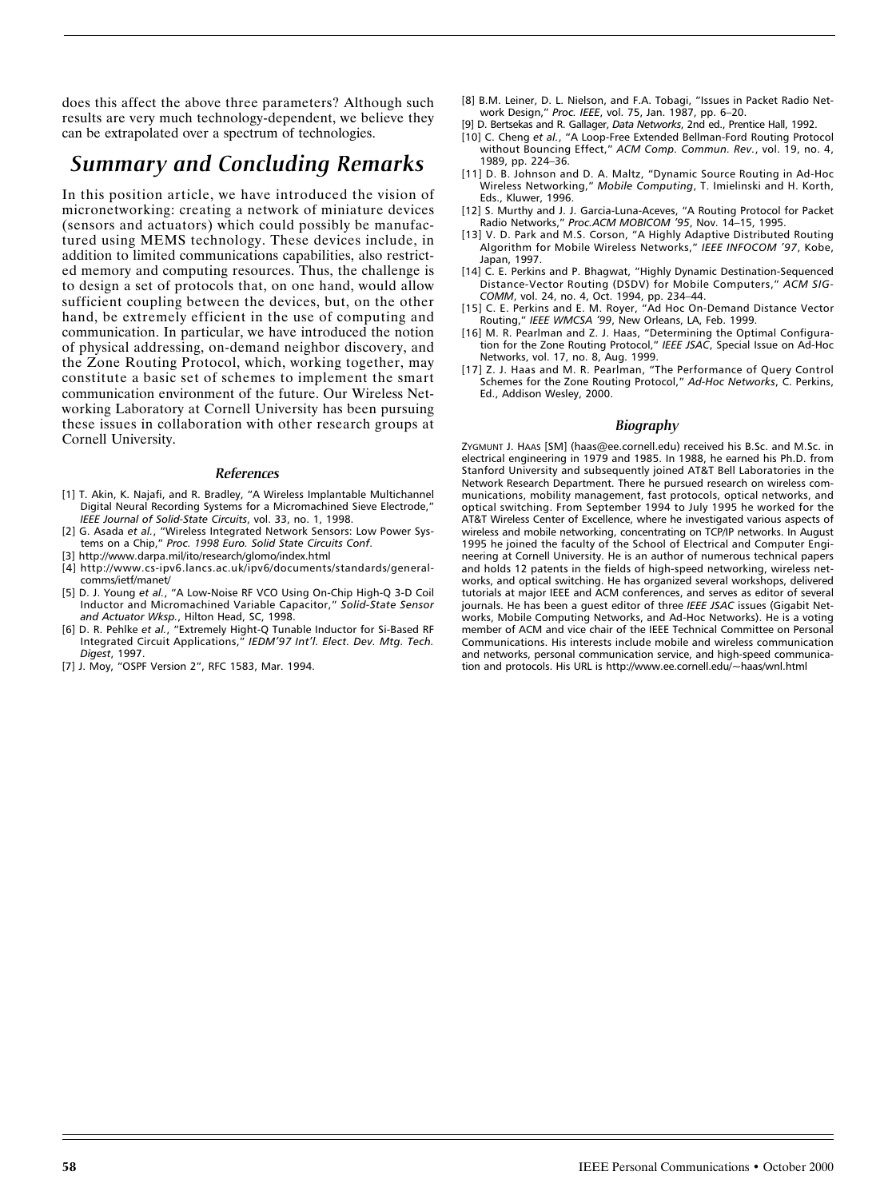does this affect the above three parameters? Although such results are very much technology-dependent, we believe they can be extrapolated over a spectrum of technologies.

## Summary and Concluding Remarks

In this position article, we have introduced the vision of micronetworking: creating a network of miniature devices (sensors and actuators) which could possibly be manufactured using MEMS technology. These devices include, in addition to limited communications capabilities, also restricted memory and computing resources. Thus, the challenge is to design a set of protocols that, on one hand, would allow sufficient coupling between the devices, but, on the other hand, be extremely efficient in the use of computing and communication. In particular, we have introduced the notion of physical addressing, on-demand neighbor discovery, and the Zone Routing Protocol, which, working together, may constitute a basic set of schemes to implement the smart communication environment of the future. Our Wireless Networking Laboratory at Cornell University has been pursuing these issues in collaboration with other research groups at Cornell University.

### References

[1] T. Akin, K. Najafi, and R. Bradley, "A Wireless Implantable Multichannel Digital Neural Recording Systems for a Micromachined Sieve Electrode," *IEEE Journal of Solid-State Circuits*, vol. 33, no. 1, 1998.

[2] G. Asada *et al.*, "Wireless Integrated Network Sensors: Low Power Systems on a Chip," *Proc. 1998 Euro. Solid State Circuits Conf.*

[3] http://www.darpa.mil/ito/research/glomo/index.html

[4] http://www.cs-ipv6.lancs.ac.uk/ipv6/documents/standards/general-comms/ietf/manet/

[5] D. J. Young *et al.*, "A Low-Noise RF VCO Using On-Chip High-Q 3-D Coil Inductor and Micromachined Variable Capacitor," *Solid-State Sensor and Actuator Wksp.*, Hilton Head, SC, 1998.

[6] D. R. Pehlke *et al.*, "Extremely Hight-Q Tunable Inductor for Si-Based RF Integrated Circuit Applications," *IEDM'97 Int'l. Elect. Dev. Mtg. Tech. Digest*, 1997.

[7] J. Moy, "OSPF Version 2", RFC 1583, Mar. 1994.

[8] B.M. Leiner, D. L. Nielson, and F.A. Tobagi, "Issues in Packet Radio Network Design," *Proc. IEEE*, vol. 75, Jan. 1987, pp. 6–20.

[9] D. Bertsekas and R. Gallager, *Data Networks*, 2nd ed., Prentice Hall, 1992.

[10] C. Cheng *et al.*, "A Loop-Free Extended Bellman-Ford Routing Protocol without Bouncing Effect," *ACM Comp. Commun. Rev.*, vol. 19, no. 4, 1989, pp. 224–36.

[11] D. B. Johnson and D. A. Maltz, "Dynamic Source Routing in Ad-Hoc Wireless Networking," *Mobile Computing*, T. Imielinski and H. Korth, Eds., Kluwer, 1996.

[12] S. Murthy and J. J. Garcia-Luna-Aceves, "A Routing Protocol for Packet Radio Networks," *Proc.ACM MOBICOM '95*, Nov. 14–15, 1995.

[13] V. D. Park and M.S. Corson, "A Highly Adaptive Distributed Routing Algorithm for Mobile Wireless Networks," *IEEE INFOCOM '97*, Kobe, Japan, 1997.

[14] C. E. Perkins and P. Bhagwat, "Highly Dynamic Destination-Sequenced Distance-Vector Routing (DSDV) for Mobile Computers," *ACM SIGCOMM*, vol. 24, no. 4, Oct. 1994, pp. 234–44.

[15] C. E. Perkins and E. M. Royer, "Ad Hoc On-Demand Distance Vector Routing," *IEEE WMCSA '99*, New Orleans, LA, Feb. 1999.

[16] M. R. Pearlman and Z. J. Haas, "Determining the Optimal Configuration for the Zone Routing Protocol," *IEEE JSAC*, Special Issue on Ad-Hoc Networks, vol. 17, no. 8, Aug. 1999.

[17] Z. J. Haas and M. R. Pearlman, "The Performance of Query Control Schemes for the Zone Routing Protocol," *Ad-Hoc Networks*, C. Perkins, Ed., Addison Wesley, 2000.

### Biography

ZYGMUNT J. HAAS [SM] (haas@ee.cornell.edu) received his B.Sc. and M.Sc. in electrical engineering in 1979 and 1985. In 1988, he earned his Ph.D. from Stanford University and subsequently joined AT&T Bell Laboratories in the Network Research Department. There he pursued research on wireless communications, mobility management, fast protocols, optical networks, and optical switching. From September 1994 to July 1995 he worked for the AT&T Wireless Center of Excellence, where he investigated various aspects of wireless and mobile networking, concentrating on TCP/IP networks. In August 1995 he joined the faculty of the School of Electrical and Computer Engineering at Cornell University. He is an author of numerous technical papers and holds 12 patents in the fields of high-speed networking, wireless networks, and optical switching. He has organized several workshops, delivered tutorials at major IEEE and ACM conferences, and serves as editor of several journals. He has been a guest editor of three *IEEE JSAC* issues (Gigabit Networks, Mobile Computing Networks, and Ad-Hoc Networks). He is a voting member of ACM and vice chair of the IEEE Technical Committee on Personal Communications. His interests include mobile and wireless communication and networks, personal communication service, and high-speed communication and protocols. His URL is http://www.ee.cornell.edu/~haas/wnl.html